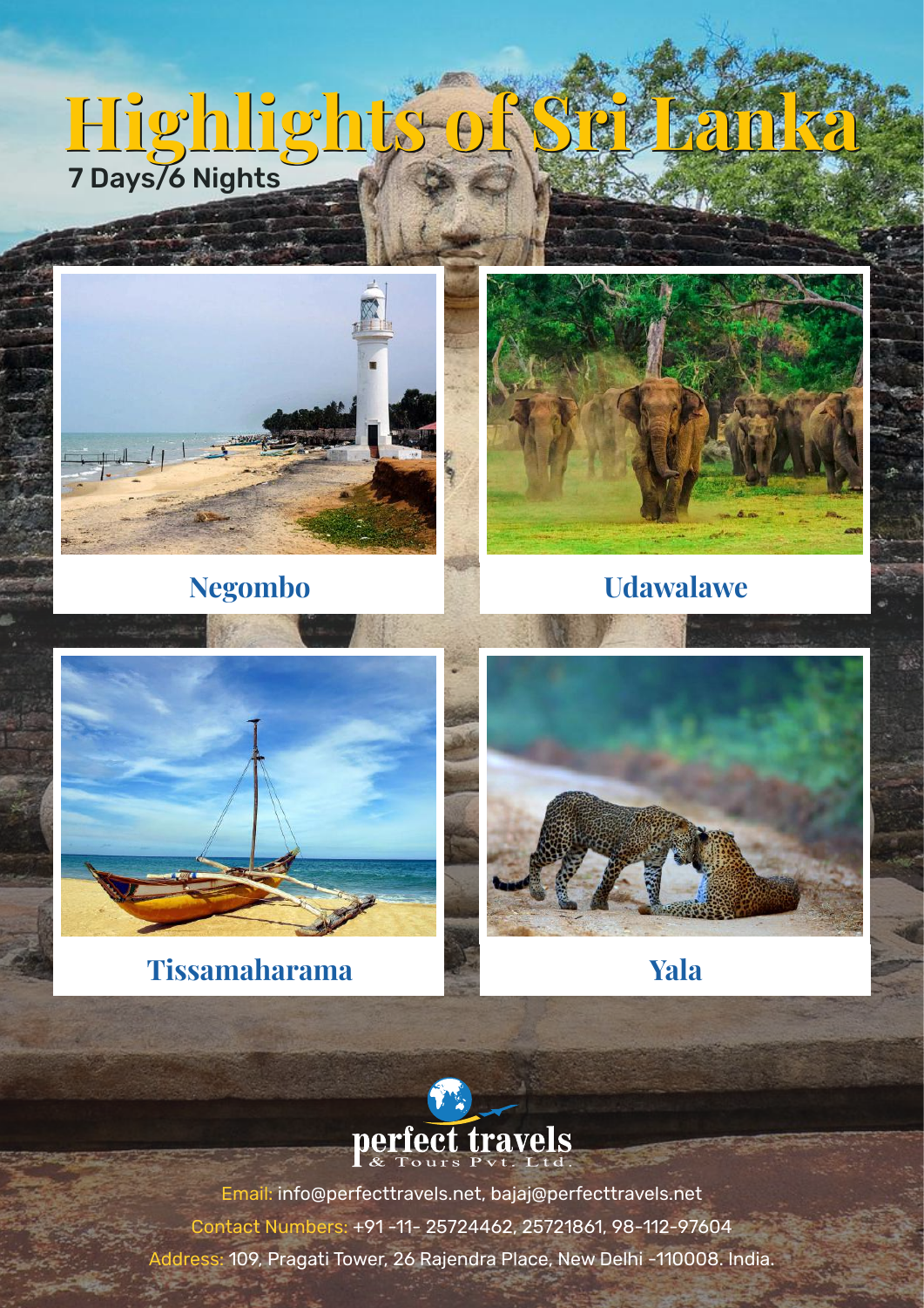# Highlights of Sri Lanka

7 Days/6 Nights

Negombo

Udawalawe

Tissamaharama

Yala

perfect travels
& Tours Pvt. Ltd.

Email: info@perfecttravels.net, bajaj@perfecttravels.net

Contact Numbers: +91 -11- 25724462, 25721861, 98-112-97604

Address: 109, Pragati Tower, 26 Rajendra Place, New Delhi -110008. India.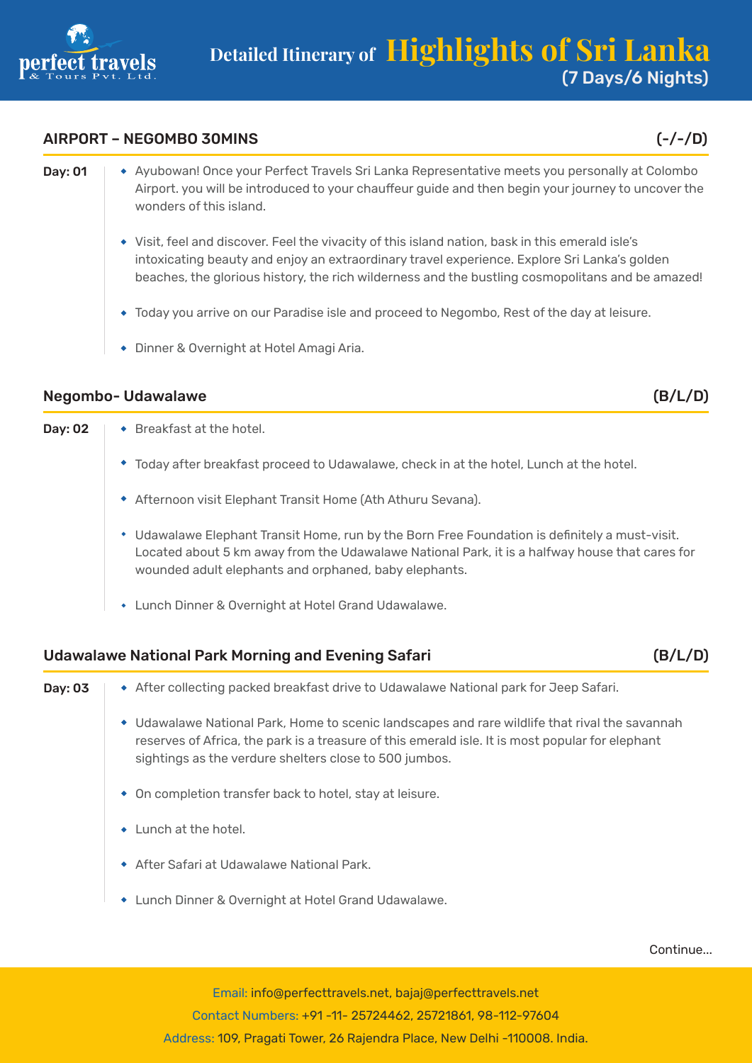# Detailed Itinerary of Highlights of Sri Lanka
(7 Days/6 Nights)

## AIRPORT – NEGOMBO 30MINS (-/-/D)

**Day: 01**

- Ayubowan! Once your Perfect Travels Sri Lanka Representative meets you personally at Colombo Airport. you will be introduced to your chauffeur guide and then begin your journey to uncover the wonders of this island.
- Visit, feel and discover. Feel the vivacity of this island nation, bask in this emerald isle's intoxicating beauty and enjoy an extraordinary travel experience. Explore Sri Lanka's golden beaches, the glorious history, the rich wilderness and the bustling cosmopolitans and be amazed!
- Today you arrive on our Paradise isle and proceed to Negombo, Rest of the day at leisure.
- Dinner & Overnight at Hotel Amagi Aria.

## Negombo- Udawalawe (B/L/D)

**Day: 02**

- Breakfast at the hotel.
- Today after breakfast proceed to Udawalawe, check in at the hotel, Lunch at the hotel.
- Afternoon visit Elephant Transit Home (Ath Athuru Sevana).
- Udawalawe Elephant Transit Home, run by the Born Free Foundation is definitely a must-visit. Located about 5 km away from the Udawalawe National Park, it is a halfway house that cares for wounded adult elephants and orphaned, baby elephants.
- Lunch Dinner & Overnight at Hotel Grand Udawalawe.

## Udawalawe National Park Morning and Evening Safari (B/L/D)

**Day: 03**

- After collecting packed breakfast drive to Udawalawe National park for Jeep Safari.
- Udawalawe National Park, Home to scenic landscapes and rare wildlife that rival the savannah reserves of Africa, the park is a treasure of this emerald isle. It is most popular for elephant sightings as the verdure shelters close to 500 jumbos.
- On completion transfer back to hotel, stay at leisure.
- Lunch at the hotel.
- After Safari at Udawalawe National Park.
- Lunch Dinner & Overnight at Hotel Grand Udawalawe.

Continue...

Email: info@perfecttravels.net, bajaj@perfecttravels.net
Contact Numbers: +91 -11- 25724462, 25721861, 98-112-97604
Address: 109, Pragati Tower, 26 Rajendra Place, New Delhi -110008. India.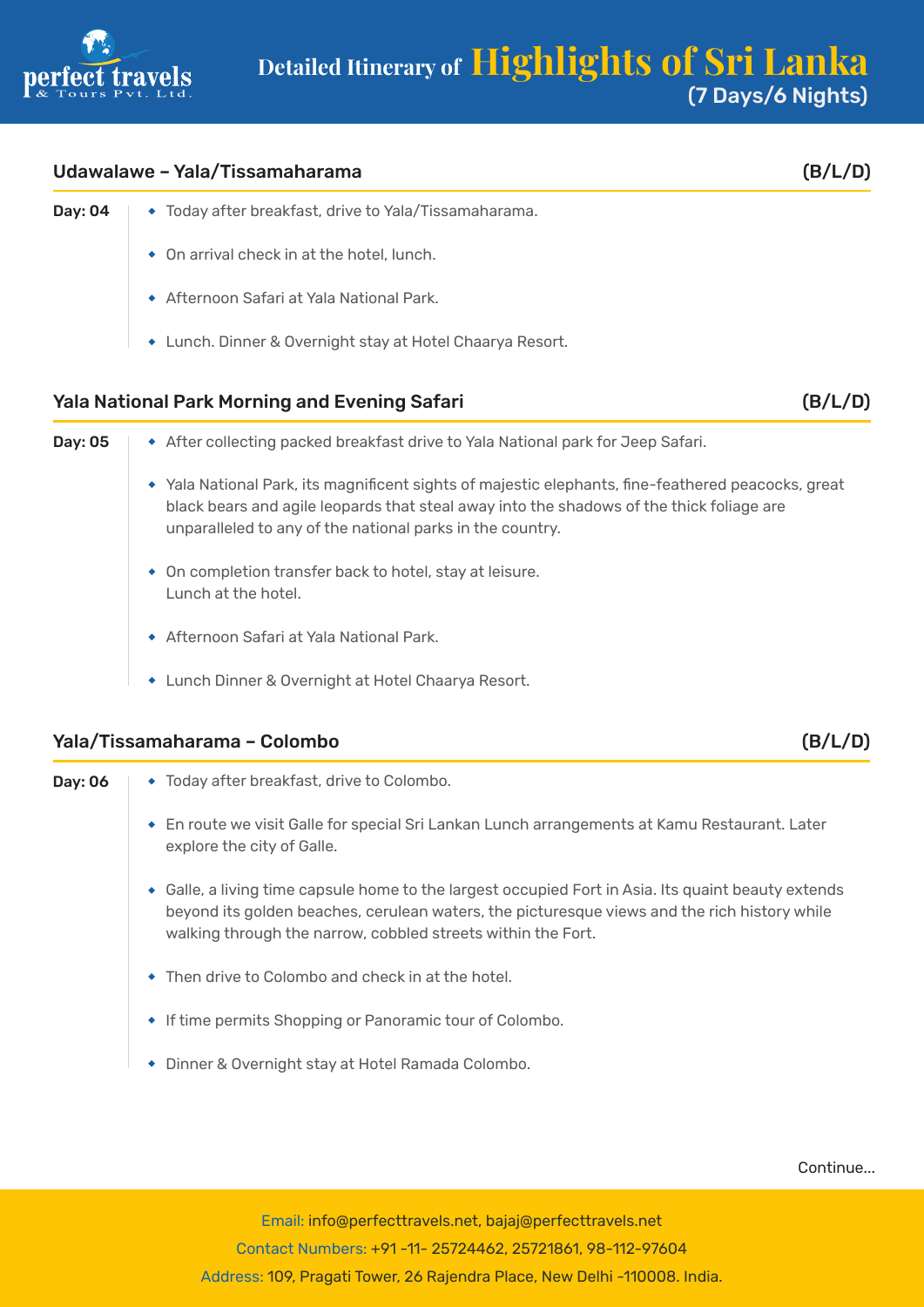## Udawalawe – Yala/Tissamaharama (B/L/D)

**Day: 04**

- Today after breakfast, drive to Yala/Tissamaharama.
- On arrival check in at the hotel, lunch.
- Afternoon Safari at Yala National Park.
- Lunch. Dinner & Overnight stay at Hotel Chaarya Resort.

## Yala National Park Morning and Evening Safari (B/L/D)

**Day: 05**

- After collecting packed breakfast drive to Yala National park for Jeep Safari.
- Yala National Park, its magnificent sights of majestic elephants, fine-feathered peacocks, great black bears and agile leopards that steal away into the shadows of the thick foliage are unparalleled to any of the national parks in the country.
- On completion transfer back to hotel, stay at leisure.
  Lunch at the hotel.
- Afternoon Safari at Yala National Park.
- Lunch Dinner & Overnight at Hotel Chaarya Resort.

## Yala/Tissamaharama – Colombo (B/L/D)

**Day: 06**

- Today after breakfast, drive to Colombo.
- En route we visit Galle for special Sri Lankan Lunch arrangements at Kamu Restaurant. Later explore the city of Galle.
- Galle, a living time capsule home to the largest occupied Fort in Asia. Its quaint beauty extends beyond its golden beaches, cerulean waters, the picturesque views and the rich history while walking through the narrow, cobbled streets within the Fort.
- Then drive to Colombo and check in at the hotel.
- If time permits Shopping or Panoramic tour of Colombo.
- Dinner & Overnight stay at Hotel Ramada Colombo.

Continue...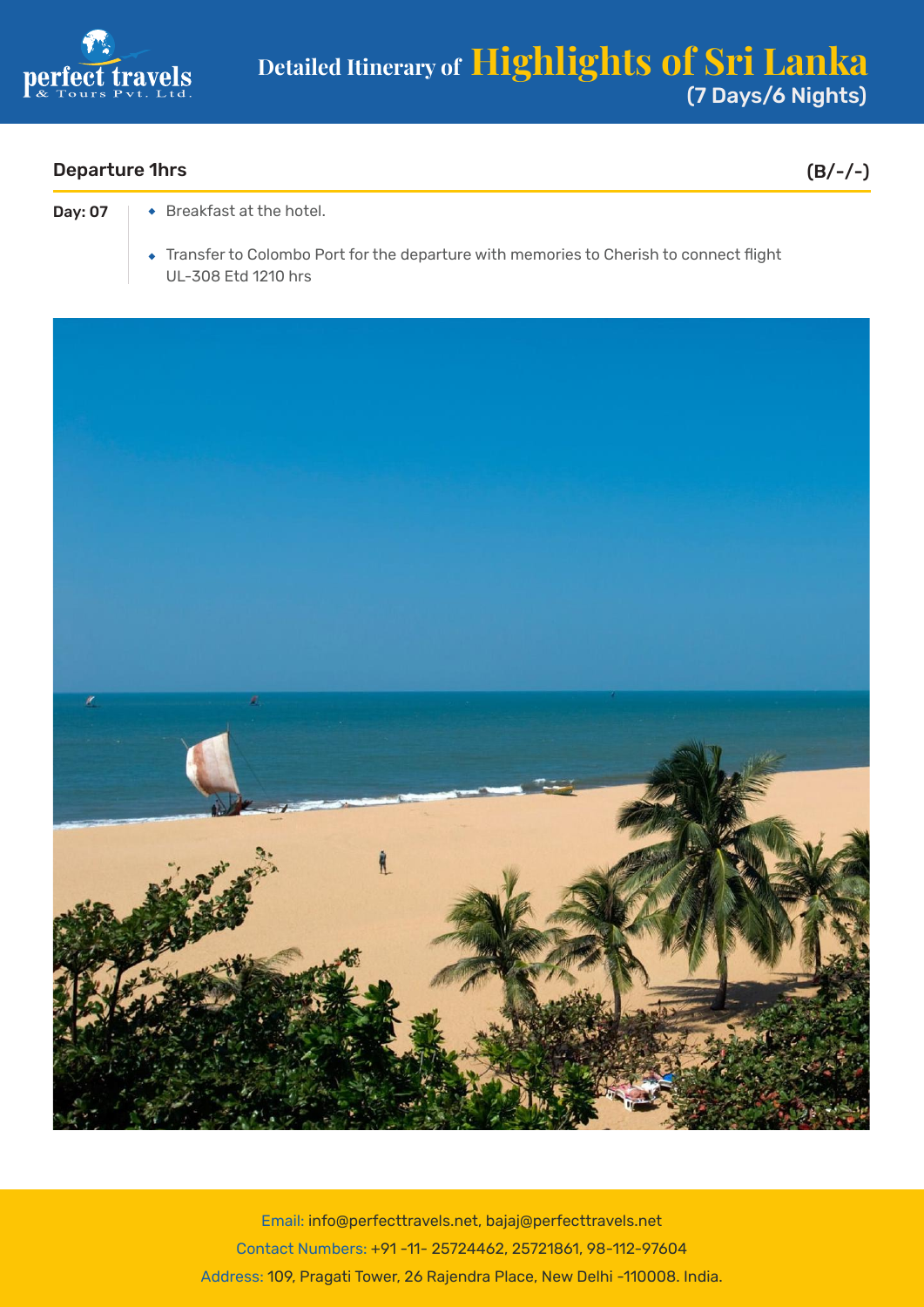# Detailed Itinerary of Highlights of Sri Lanka (7 Days/6 Nights)

## Departure 1hrs (B/-/-)

**Day: 07**

- Breakfast at the hotel.
- Transfer to Colombo Port for the departure with memories to Cherish to connect flight UL-308 Etd 1210 hrs

Email: info@perfecttravels.net, bajaj@perfecttravels.net
Contact Numbers: +91 -11- 25724462, 25721861, 98-112-97604
Address: 109, Pragati Tower, 26 Rajendra Place, New Delhi -110008. India.